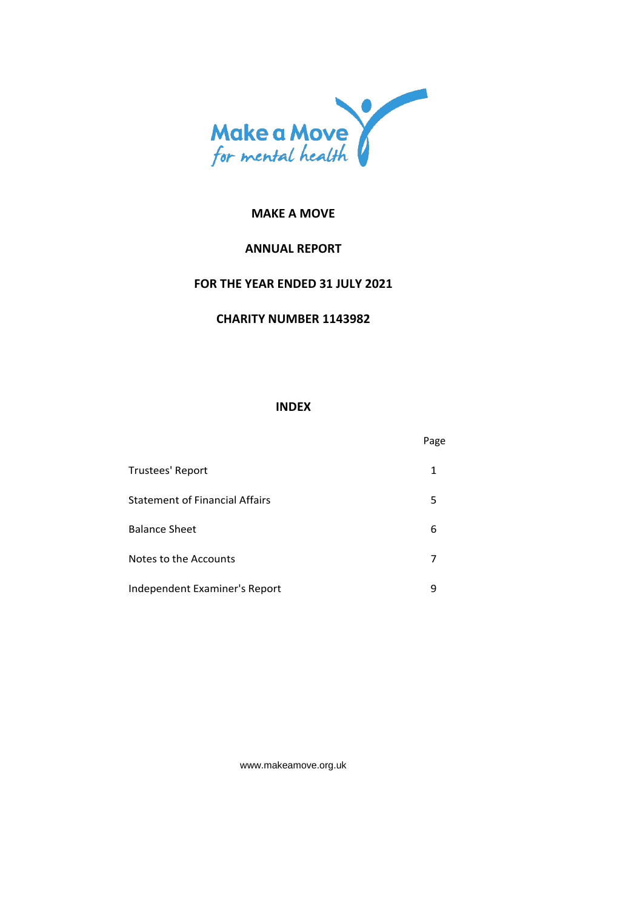Make a Move
*for mental health*

# MAKE A MOVE

## ANNUAL REPORT

## FOR THE YEAR ENDED 31 JULY 2021

## CHARITY NUMBER 1143982

## INDEX

| | Page |
|---|---|
| Trustees' Report | 1 |
| Statement of Financial Affairs | 5 |
| Balance Sheet | 6 |
| Notes to the Accounts | 7 |
| Independent Examiner's Report | 9 |

www.makeamove.org.uk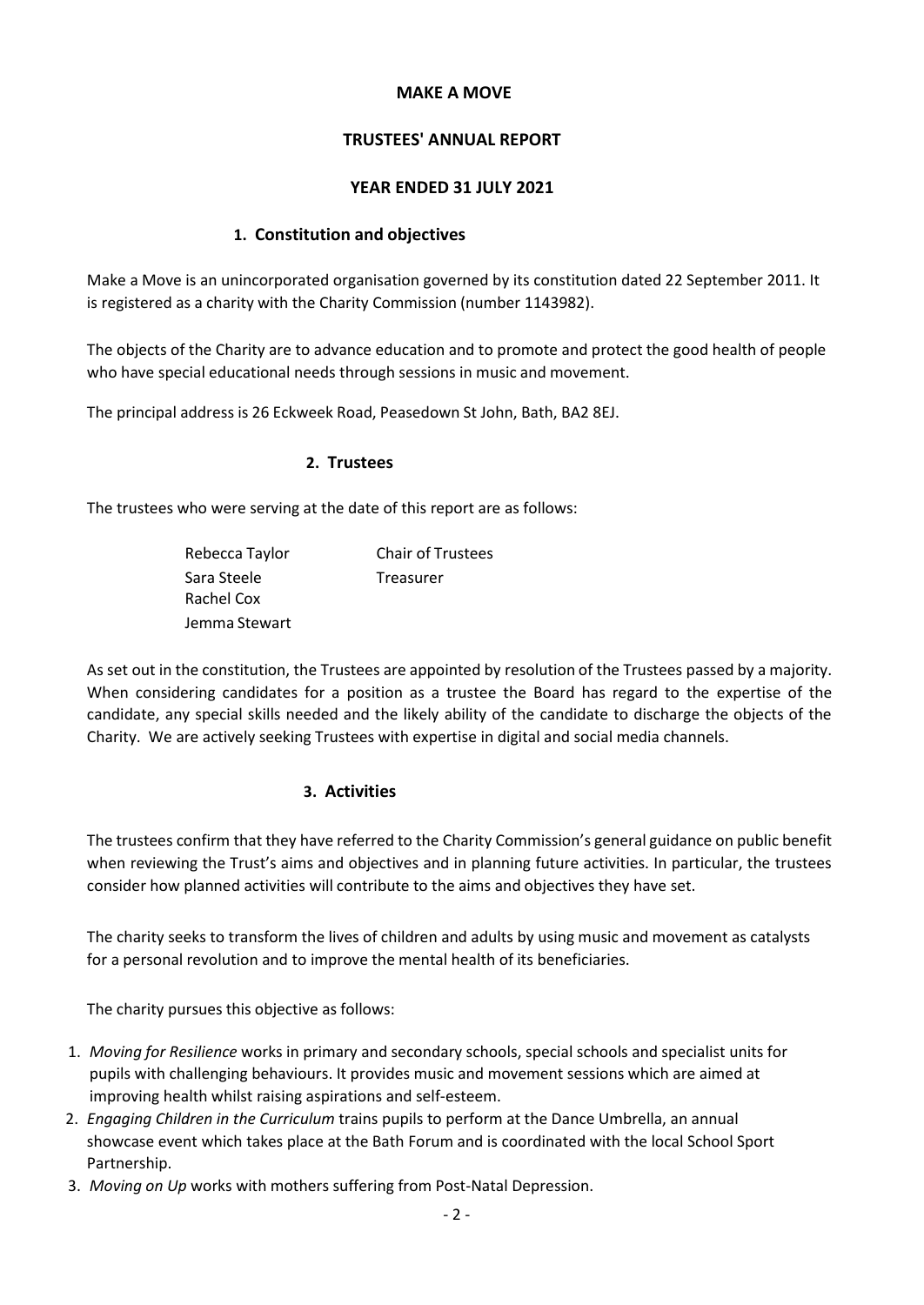# MAKE A MOVE

## TRUSTEES' ANNUAL REPORT

## YEAR ENDED 31 JULY 2021

### 1. Constitution and objectives

Make a Move is an unincorporated organisation governed by its constitution dated 22 September 2011. It is registered as a charity with the Charity Commission (number 1143982).

The objects of the Charity are to advance education and to promote and protect the good health of people who have special educational needs through sessions in music and movement.

The principal address is 26 Eckweek Road, Peasedown St John, Bath, BA2 8EJ.

### 2. Trustees

The trustees who were serving at the date of this report are as follows:

| | |
|---|---|
| Rebecca Taylor | Chair of Trustees |
| Sara Steele | Treasurer |
| Rachel Cox | |
| Jemma Stewart | |

As set out in the constitution, the Trustees are appointed by resolution of the Trustees passed by a majority. When considering candidates for a position as a trustee the Board has regard to the expertise of the candidate, any special skills needed and the likely ability of the candidate to discharge the objects of the Charity. We are actively seeking Trustees with expertise in digital and social media channels.

### 3. Activities

The trustees confirm that they have referred to the Charity Commission's general guidance on public benefit when reviewing the Trust's aims and objectives and in planning future activities. In particular, the trustees consider how planned activities will contribute to the aims and objectives they have set.

The charity seeks to transform the lives of children and adults by using music and movement as catalysts for a personal revolution and to improve the mental health of its beneficiaries.

The charity pursues this objective as follows:

1. *Moving for Resilience* works in primary and secondary schools, special schools and specialist units for pupils with challenging behaviours. It provides music and movement sessions which are aimed at improving health whilst raising aspirations and self-esteem.
2. *Engaging Children in the Curriculum* trains pupils to perform at the Dance Umbrella, an annual showcase event which takes place at the Bath Forum and is coordinated with the local School Sport Partnership.
3. *Moving on Up* works with mothers suffering from Post-Natal Depression.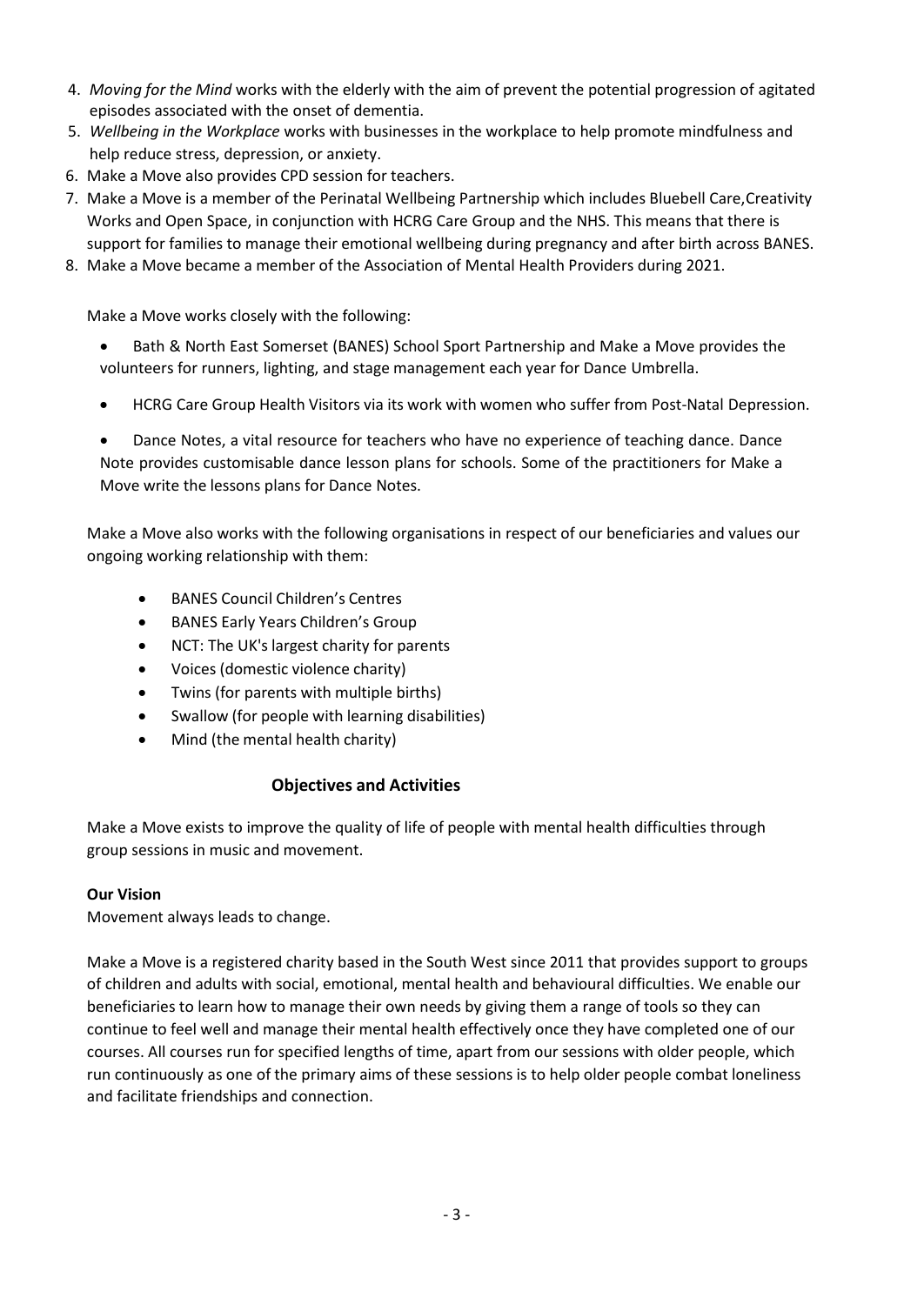4. *Moving for the Mind* works with the elderly with the aim of prevent the potential progression of agitated episodes associated with the onset of dementia.
5. *Wellbeing in the Workplace* works with businesses in the workplace to help promote mindfulness and help reduce stress, depression, or anxiety.
6. Make a Move also provides CPD session for teachers.
7. Make a Move is a member of the Perinatal Wellbeing Partnership which includes Bluebell Care,Creativity Works and Open Space, in conjunction with HCRG Care Group and the NHS. This means that there is support for families to manage their emotional wellbeing during pregnancy and after birth across BANES.
8. Make a Move became a member of the Association of Mental Health Providers during 2021.

Make a Move works closely with the following:

- Bath & North East Somerset (BANES) School Sport Partnership and Make a Move provides the volunteers for runners, lighting, and stage management each year for Dance Umbrella.
- HCRG Care Group Health Visitors via its work with women who suffer from Post-Natal Depression.
- Dance Notes, a vital resource for teachers who have no experience of teaching dance. Dance Note provides customisable dance lesson plans for schools. Some of the practitioners for Make a Move write the lessons plans for Dance Notes.

Make a Move also works with the following organisations in respect of our beneficiaries and values our ongoing working relationship with them:

- BANES Council Children's Centres
- BANES Early Years Children's Group
- NCT: The UK's largest charity for parents
- Voices (domestic violence charity)
- Twins (for parents with multiple births)
- Swallow (for people with learning disabilities)
- Mind (the mental health charity)

## Objectives and Activities

Make a Move exists to improve the quality of life of people with mental health difficulties through group sessions in music and movement.

**Our Vision**

Movement always leads to change.

Make a Move is a registered charity based in the South West since 2011 that provides support to groups of children and adults with social, emotional, mental health and behavioural difficulties. We enable our beneficiaries to learn how to manage their own needs by giving them a range of tools so they can continue to feel well and manage their mental health effectively once they have completed one of our courses. All courses run for specified lengths of time, apart from our sessions with older people, which run continuously as one of the primary aims of these sessions is to help older people combat loneliness and facilitate friendships and connection.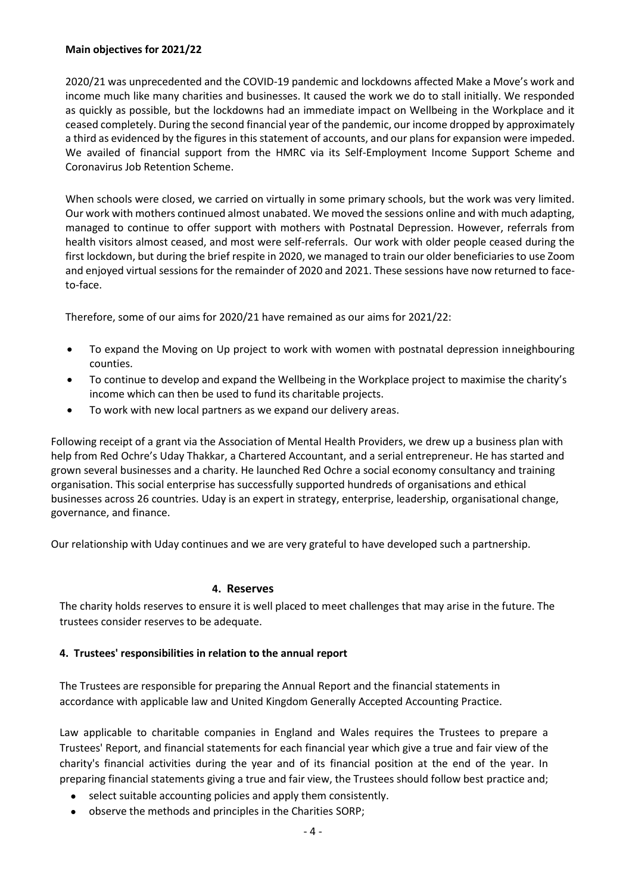**Main objectives for 2021/22**

2020/21 was unprecedented and the COVID-19 pandemic and lockdowns affected Make a Move's work and income much like many charities and businesses. It caused the work we do to stall initially. We responded as quickly as possible, but the lockdowns had an immediate impact on Wellbeing in the Workplace and it ceased completely. During the second financial year of the pandemic, our income dropped by approximately a third as evidenced by the figures in this statement of accounts, and our plans for expansion were impeded. We availed of financial support from the HMRC via its Self-Employment Income Support Scheme and Coronavirus Job Retention Scheme.

When schools were closed, we carried on virtually in some primary schools, but the work was very limited. Our work with mothers continued almost unabated. We moved the sessions online and with much adapting, managed to continue to offer support with mothers with Postnatal Depression. However, referrals from health visitors almost ceased, and most were self-referrals. Our work with older people ceased during the first lockdown, but during the brief respite in 2020, we managed to train our older beneficiaries to use Zoom and enjoyed virtual sessions for the remainder of 2020 and 2021. These sessions have now returned to face-to-face.

Therefore, some of our aims for 2020/21 have remained as our aims for 2021/22:

- To expand the Moving on Up project to work with women with postnatal depression inneighbouring counties.
- To continue to develop and expand the Wellbeing in the Workplace project to maximise the charity's income which can then be used to fund its charitable projects.
- To work with new local partners as we expand our delivery areas.

Following receipt of a grant via the Association of Mental Health Providers, we drew up a business plan with help from Red Ochre's Uday Thakkar, a Chartered Accountant, and a serial entrepreneur. He has started and grown several businesses and a charity. He launched Red Ochre a social economy consultancy and training organisation. This social enterprise has successfully supported hundreds of organisations and ethical businesses across 26 countries. Uday is an expert in strategy, enterprise, leadership, organisational change, governance, and finance.

Our relationship with Uday continues and we are very grateful to have developed such a partnership.

## 4. Reserves

The charity holds reserves to ensure it is well placed to meet challenges that may arise in the future. The trustees consider reserves to be adequate.

**4. Trustees' responsibilities in relation to the annual report**

The Trustees are responsible for preparing the Annual Report and the financial statements in accordance with applicable law and United Kingdom Generally Accepted Accounting Practice.

Law applicable to charitable companies in England and Wales requires the Trustees to prepare a Trustees' Report, and financial statements for each financial year which give a true and fair view of the charity's financial activities during the year and of its financial position at the end of the year. In preparing financial statements giving a true and fair view, the Trustees should follow best practice and;

- select suitable accounting policies and apply them consistently.
- observe the methods and principles in the Charities SORP;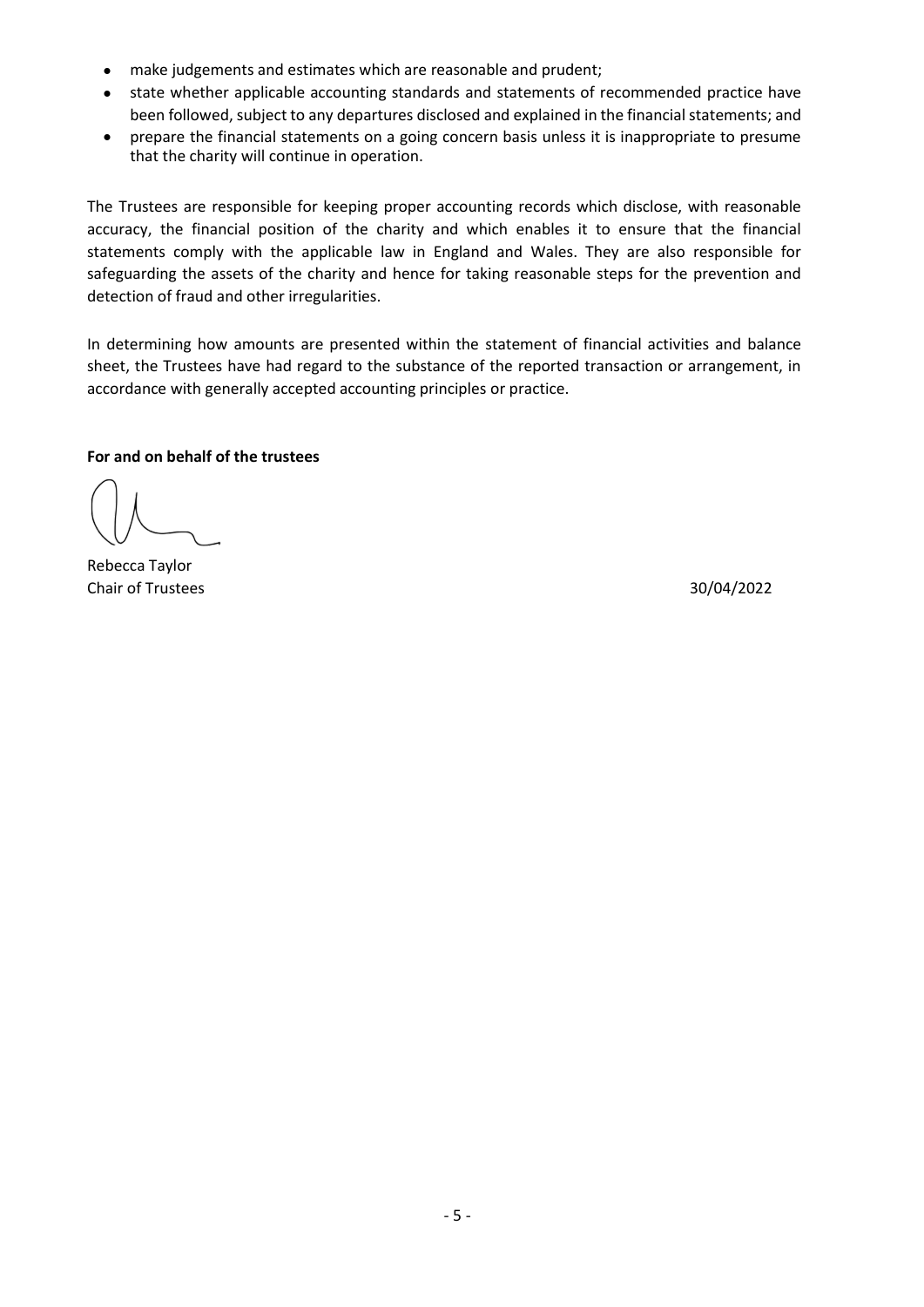- make judgements and estimates which are reasonable and prudent;
- state whether applicable accounting standards and statements of recommended practice have been followed, subject to any departures disclosed and explained in the financial statements; and
- prepare the financial statements on a going concern basis unless it is inappropriate to presume that the charity will continue in operation.

The Trustees are responsible for keeping proper accounting records which disclose, with reasonable accuracy, the financial position of the charity and which enables it to ensure that the financial statements comply with the applicable law in England and Wales. They are also responsible for safeguarding the assets of the charity and hence for taking reasonable steps for the prevention and detection of fraud and other irregularities.

In determining how amounts are presented within the statement of financial activities and balance sheet, the Trustees have had regard to the substance of the reported transaction or arrangement, in accordance with generally accepted accounting principles or practice.

**For and on behalf of the trustees**

Rebecca Taylor
Chair of Trustees 30/04/2022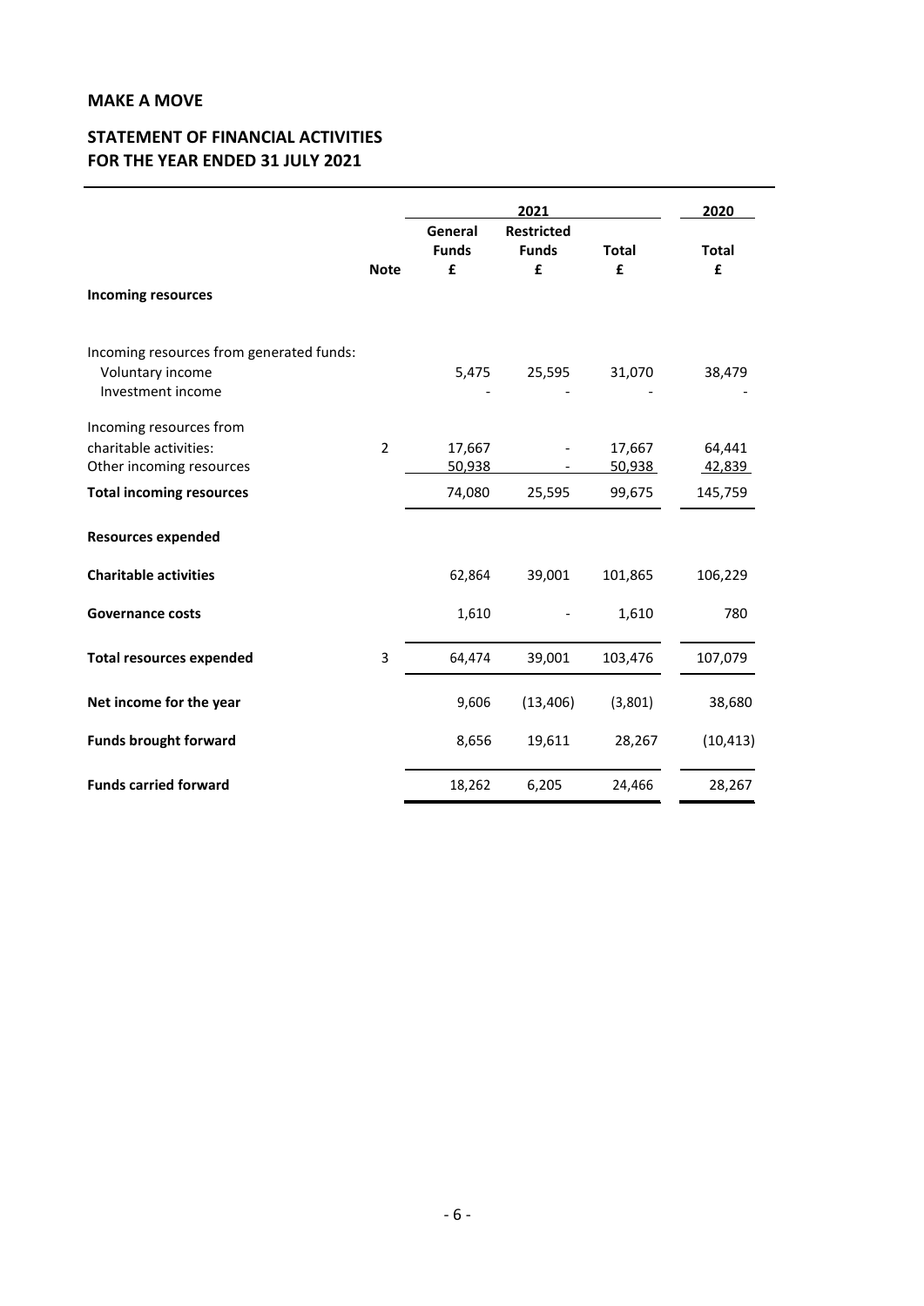**MAKE A MOVE**

## STATEMENT OF FINANCIAL ACTIVITIES
## FOR THE YEAR ENDED 31 JULY 2021

| | | 2021 | | | 2020 |
|---|---|---|---|---|---|
| | **Note** | **General Funds £** | **Restricted Funds £** | **Total £** | **Total £** |
| **Incoming resources** | | | | | |
| Incoming resources from generated funds: | | | | | |
| Voluntary income | | 5,475 | 25,595 | 31,070 | 38,479 |
| Investment income | | - | - | - | - |
| Incoming resources from charitable activities: | 2 | 17,667 | - | 17,667 | 64,441 |
| Other incoming resources | | 50,938 | - | 50,938 | 42,839 |
| **Total incoming resources** | | 74,080 | 25,595 | 99,675 | 145,759 |
| **Resources expended** | | | | | |
| **Charitable activities** | | 62,864 | 39,001 | 101,865 | 106,229 |
| **Governance costs** | | 1,610 | - | 1,610 | 780 |
| **Total resources expended** | 3 | 64,474 | 39,001 | 103,476 | 107,079 |
| **Net income for the year** | | 9,606 | (13,406) | (3,801) | 38,680 |
| **Funds brought forward** | | 8,656 | 19,611 | 28,267 | (10,413) |
| **Funds carried forward** | | 18,262 | 6,205 | 24,466 | 28,267 |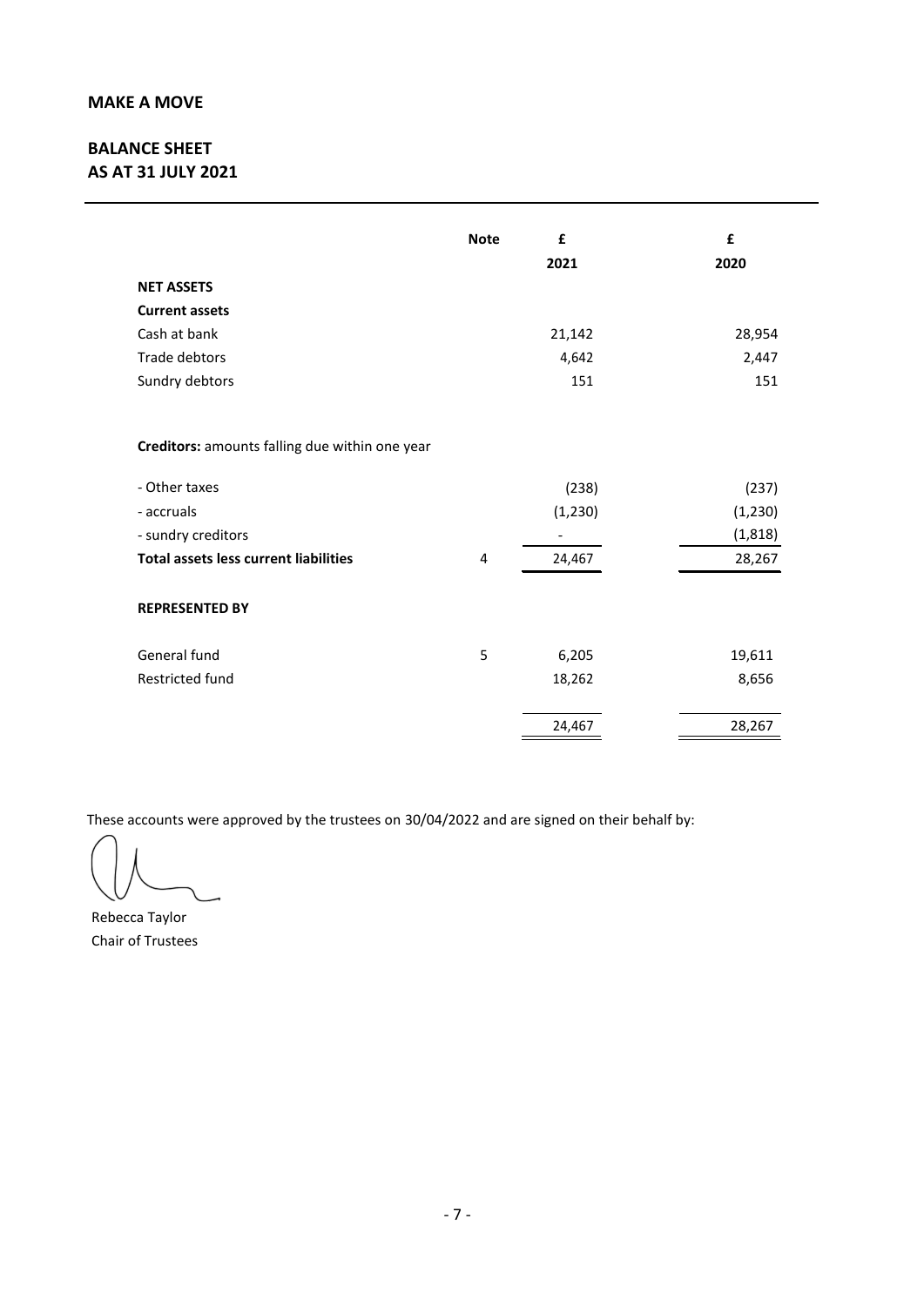## MAKE A MOVE

## BALANCE SHEET
## AS AT 31 JULY 2021

| | Note | £<br>2021 | £<br>2020 |
|---|---|---|---|
| **NET ASSETS** | | | |
| **Current assets** | | | |
| Cash at bank | | 21,142 | 28,954 |
| Trade debtors | | 4,642 | 2,447 |
| Sundry debtors | | 151 | 151 |
| | | | |
| **Creditors:** amounts falling due within one year | | | |
| - Other taxes | | (238) | (237) |
| - accruals | | (1,230) | (1,230) |
| - sundry creditors | | - | (1,818) |
| **Total assets less current liabilities** | 4 | 24,467 | 28,267 |
| | | | |
| **REPRESENTED BY** | | | |
| General fund | 5 | 6,205 | 19,611 |
| Restricted fund | | 18,262 | 8,656 |
| | | 24,467 | 28,267 |

These accounts were approved by the trustees on 30/04/2022 and are signed on their behalf by:

Rebecca Taylor
Chair of Trustees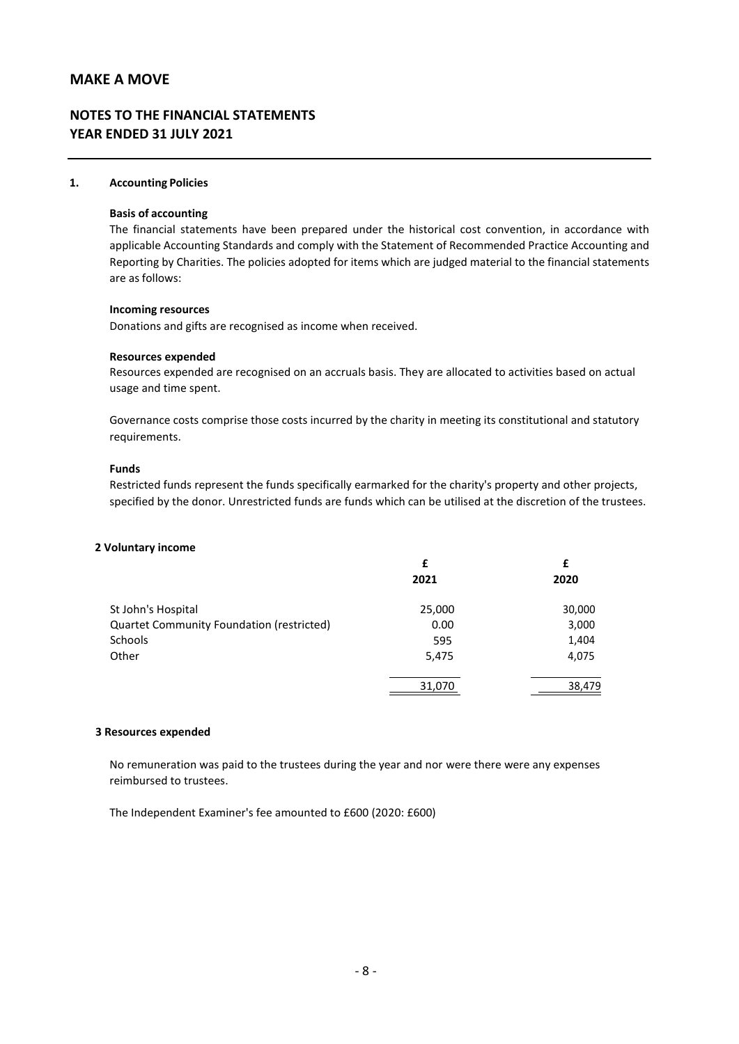# MAKE A MOVE

## NOTES TO THE FINANCIAL STATEMENTS
## YEAR ENDED 31 JULY 2021

### 1. Accounting Policies

**Basis of accounting**

The financial statements have been prepared under the historical cost convention, in accordance with applicable Accounting Standards and comply with the Statement of Recommended Practice Accounting and Reporting by Charities. The policies adopted for items which are judged material to the financial statements are as follows:

**Incoming resources**

Donations and gifts are recognised as income when received.

**Resources expended**

Resources expended are recognised on an accruals basis. They are allocated to activities based on actual usage and time spent.

Governance costs comprise those costs incurred by the charity in meeting its constitutional and statutory requirements.

**Funds**

Restricted funds represent the funds specifically earmarked for the charity's property and other projects, specified by the donor. Unrestricted funds are funds which can be utilised at the discretion of the trustees.

### 2 Voluntary income

| | £<br>2021 | £<br>2020 |
|---|---|---|
| St John's Hospital | 25,000 | 30,000 |
| Quartet Community Foundation (restricted) | 0.00 | 3,000 |
| Schools | 595 | 1,404 |
| Other | 5,475 | 4,075 |
| | 31,070 | 38,479 |

### 3 Resources expended

No remuneration was paid to the trustees during the year and nor were there were any expenses reimbursed to trustees.

The Independent Examiner's fee amounted to £600 (2020: £600)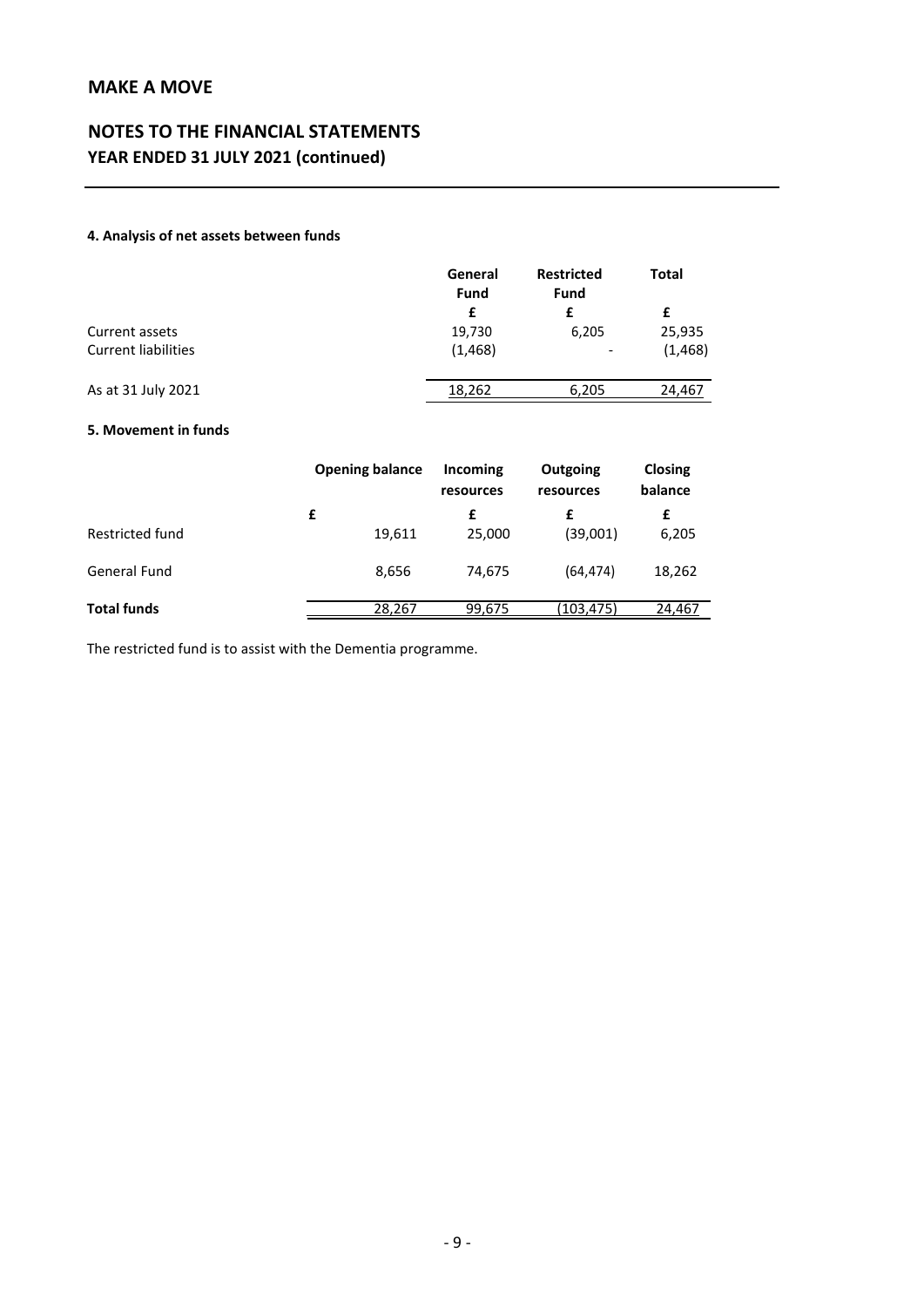# MAKE A MOVE

## NOTES TO THE FINANCIAL STATEMENTS
### YEAR ENDED 31 JULY 2021 (continued)

**4. Analysis of net assets between funds**

| | General Fund | Restricted Fund | Total |
|---|---|---|---|
| | £ | £ | £ |
| Current assets | 19,730 | 6,205 | 25,935 |
| Current liabilities | (1,468) | - | (1,468) |
| As at 31 July 2021 | 18,262 | 6,205 | 24,467 |

**5. Movement in funds**

| | Opening balance | Incoming resources | Outgoing resources | Closing balance |
|---|---|---|---|---|
| | £ | £ | £ | £ |
| Restricted fund | 19,611 | 25,000 | (39,001) | 6,205 |
| General Fund | 8,656 | 74,675 | (64,474) | 18,262 |
| **Total funds** | 28,267 | 99,675 | (103,475) | 24,467 |

The restricted fund is to assist with the Dementia programme.